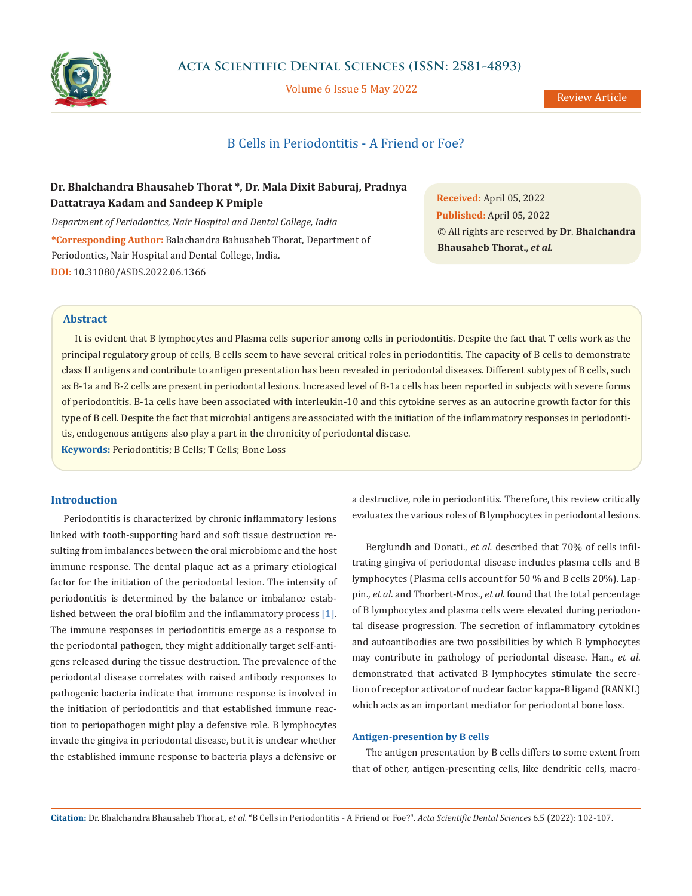# B Cells in Periodontitis - A Friend or Foe?

**Dr. Bhalchandra Bhausaheb Thorat *, Dr. Mala Dixit Baburaj, Pradnya Dattatraya Kadam and Sandeep K Pmiple**

*Department of Periodontics, Nair Hospital and Dental College, India*

**\*Corresponding Author:** Balachandra Bahusaheb Thorat, Department of Periodontics, Nair Hospital and Dental College, India.

**DOI:** 10.31080/ASDS.2022.06.1366

**Received:** April 05, 2022
**Published:** April 05, 2022
© All rights are reserved by **Dr. Bhalchandra Bhausaheb Thorat., *et al.***

## Abstract

It is evident that B lymphocytes and Plasma cells superior among cells in periodontitis. Despite the fact that T cells work as the principal regulatory group of cells, B cells seem to have several critical roles in periodontitis. The capacity of B cells to demonstrate class II antigens and contribute to antigen presentation has been revealed in periodontal diseases. Different subtypes of B cells, such as B-1a and B-2 cells are present in periodontal lesions. Increased level of B-1a cells has been reported in subjects with severe forms of periodontitis. B-1a cells have been associated with interleukin-10 and this cytokine serves as an autocrine growth factor for this type of B cell. Despite the fact that microbial antigens are associated with the initiation of the inflammatory responses in periodontitis, endogenous antigens also play a part in the chronicity of periodontal disease.

**Keywords:** Periodontitis; B Cells; T Cells; Bone Loss

## Introduction

Periodontitis is characterized by chronic inflammatory lesions linked with tooth-supporting hard and soft tissue destruction resulting from imbalances between the oral microbiome and the host immune response. The dental plaque act as a primary etiological factor for the initiation of the periodontal lesion. The intensity of periodontitis is determined by the balance or imbalance established between the oral biofilm and the inflammatory process [1]. The immune responses in periodontitis emerge as a response to the periodontal pathogen, they might additionally target self-antigens released during the tissue destruction. The prevalence of the periodontal disease correlates with raised antibody responses to pathogenic bacteria indicate that immune response is involved in the initiation of periodontitis and that established immune reaction to periopathogen might play a defensive role. B lymphocytes invade the gingiva in periodontal disease, but it is unclear whether the established immune response to bacteria plays a defensive or a destructive, role in periodontitis. Therefore, this review critically evaluates the various roles of B lymphocytes in periodontal lesions.

Berglundh and Donati., *et al.* described that 70% of cells infiltrating gingiva of periodontal disease includes plasma cells and B lymphocytes (Plasma cells account for 50 % and B cells 20%). Lappin., *et al*. and Thorbert-Mros., *et al.* found that the total percentage of B lymphocytes and plasma cells were elevated during periodontal disease progression. The secretion of inflammatory cytokines and autoantibodies are two possibilities by which B lymphocytes may contribute in pathology of periodontal disease. Han., *et al*. demonstrated that activated B lymphocytes stimulate the secretion of receptor activator of nuclear factor kappa-B ligand (RANKL) which acts as an important mediator for periodontal bone loss.

### Antigen-presention by B cells

The antigen presentation by B cells differs to some extent from that of other, antigen-presenting cells, like dendritic cells, macro-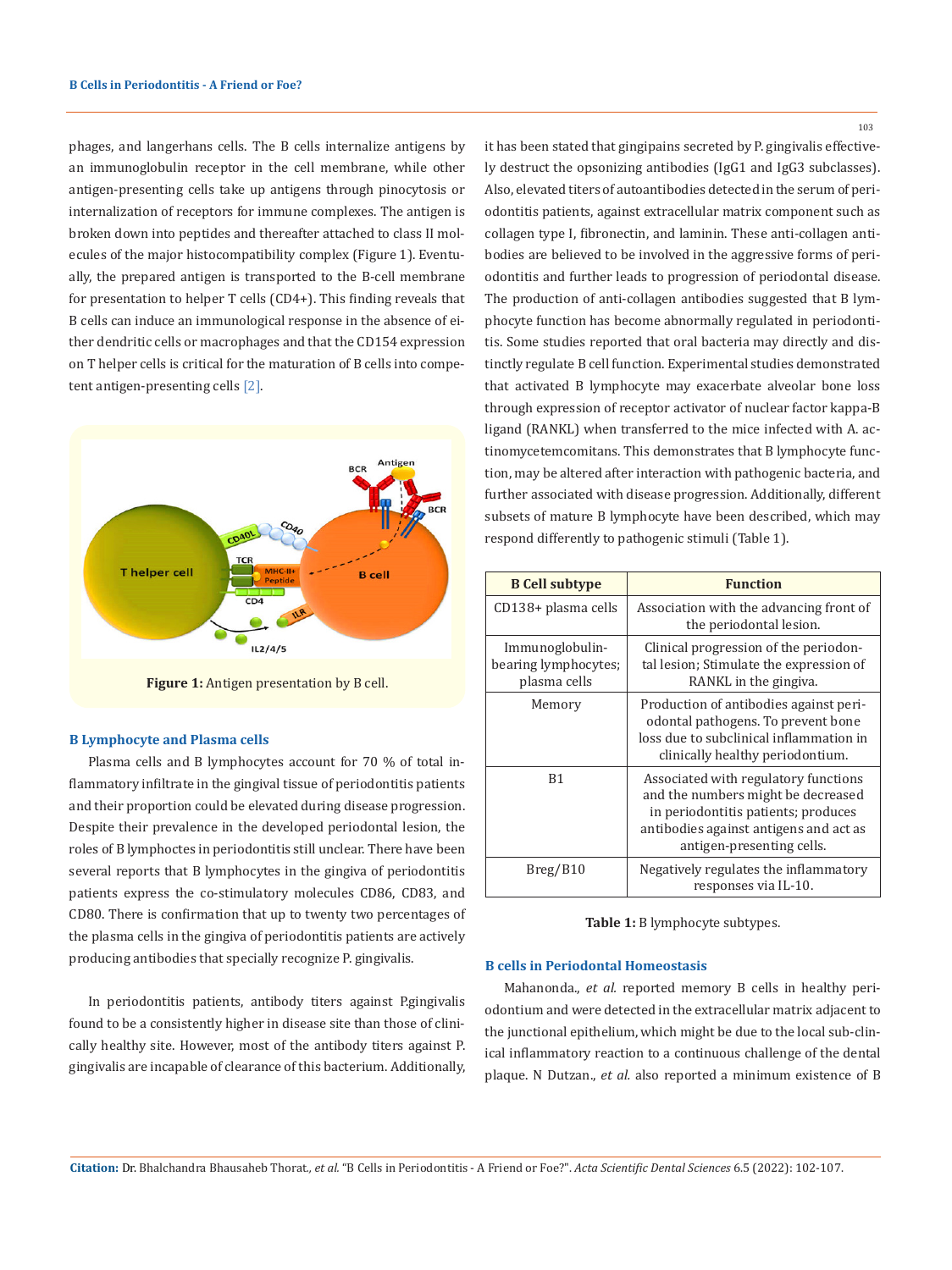phages, and langerhans cells. The B cells internalize antigens by an immunoglobulin receptor in the cell membrane, while other antigen-presenting cells take up antigens through pinocytosis or internalization of receptors for immune complexes. The antigen is broken down into peptides and thereafter attached to class II molecules of the major histocompatibility complex (Figure 1). Eventually, the prepared antigen is transported to the B-cell membrane for presentation to helper T cells (CD4+). This finding reveals that B cells can induce an immunological response in the absence of either dendritic cells or macrophages and that the CD154 expression on T helper cells is critical for the maturation of B cells into competent antigen-presenting cells [2].

**Figure 1:** Antigen presentation by B cell.

### B Lymphocyte and Plasma cells

Plasma cells and B lymphocytes account for 70 % of total inflammatory infiltrate in the gingival tissue of periodontitis patients and their proportion could be elevated during disease progression. Despite their prevalence in the developed periodontal lesion, the roles of B lymphoctes in periodontitis still unclear. There have been several reports that B lymphocytes in the gingiva of periodontitis patients express the co-stimulatory molecules CD86, CD83, and CD80. There is confirmation that up to twenty two percentages of the plasma cells in the gingiva of periodontitis patients are actively producing antibodies that specially recognize P. gingivalis.

In periodontitis patients, antibody titers against P.gingivalis found to be a consistently higher in disease site than those of clinically healthy site. However, most of the antibody titers against P. gingivalis are incapable of clearance of this bacterium. Additionally, it has been stated that gingipains secreted by P. gingivalis effectively destruct the opsonizing antibodies (IgG1 and IgG3 subclasses). Also, elevated titers of autoantibodies detected in the serum of periodontitis patients, against extracellular matrix component such as collagen type I, fibronectin, and laminin. These anti-collagen antibodies are believed to be involved in the aggressive forms of periodontitis and further leads to progression of periodontal disease. The production of anti-collagen antibodies suggested that B lymphocyte function has become abnormally regulated in periodontitis. Some studies reported that oral bacteria may directly and distinctly regulate B cell function. Experimental studies demonstrated that activated B lymphocyte may exacerbate alveolar bone loss through expression of receptor activator of nuclear factor kappa-B ligand (RANKL) when transferred to the mice infected with A. actinomycetemcomitans. This demonstrates that B lymphocyte function, may be altered after interaction with pathogenic bacteria, and further associated with disease progression. Additionally, different subsets of mature B lymphocyte have been described, which may respond differently to pathogenic stimuli (Table 1).

| B Cell subtype | Function |
|---|---|
| CD138+ plasma cells | Association with the advancing front of the periodontal lesion. |
| Immunoglobulin-bearing lymphocytes; plasma cells | Clinical progression of the periodontal lesion; Stimulate the expression of RANKL in the gingiva. |
| Memory | Production of antibodies against periodontal pathogens. To prevent bone loss due to subclinical inflammation in clinically healthy periodontium. |
| B1 | Associated with regulatory functions and the numbers might be decreased in periodontitis patients; produces antibodies against antigens and act as antigen-presenting cells. |
| Breg/B10 | Negatively regulates the inflammatory responses via IL-10. |

**Table 1:** B lymphocyte subtypes.

### B cells in Periodontal Homeostasis

Mahanonda., *et al.* reported memory B cells in healthy periodontium and were detected in the extracellular matrix adjacent to the junctional epithelium, which might be due to the local sub-clinical inflammatory reaction to a continuous challenge of the dental plaque. N Dutzan., *et al.* also reported a minimum existence of B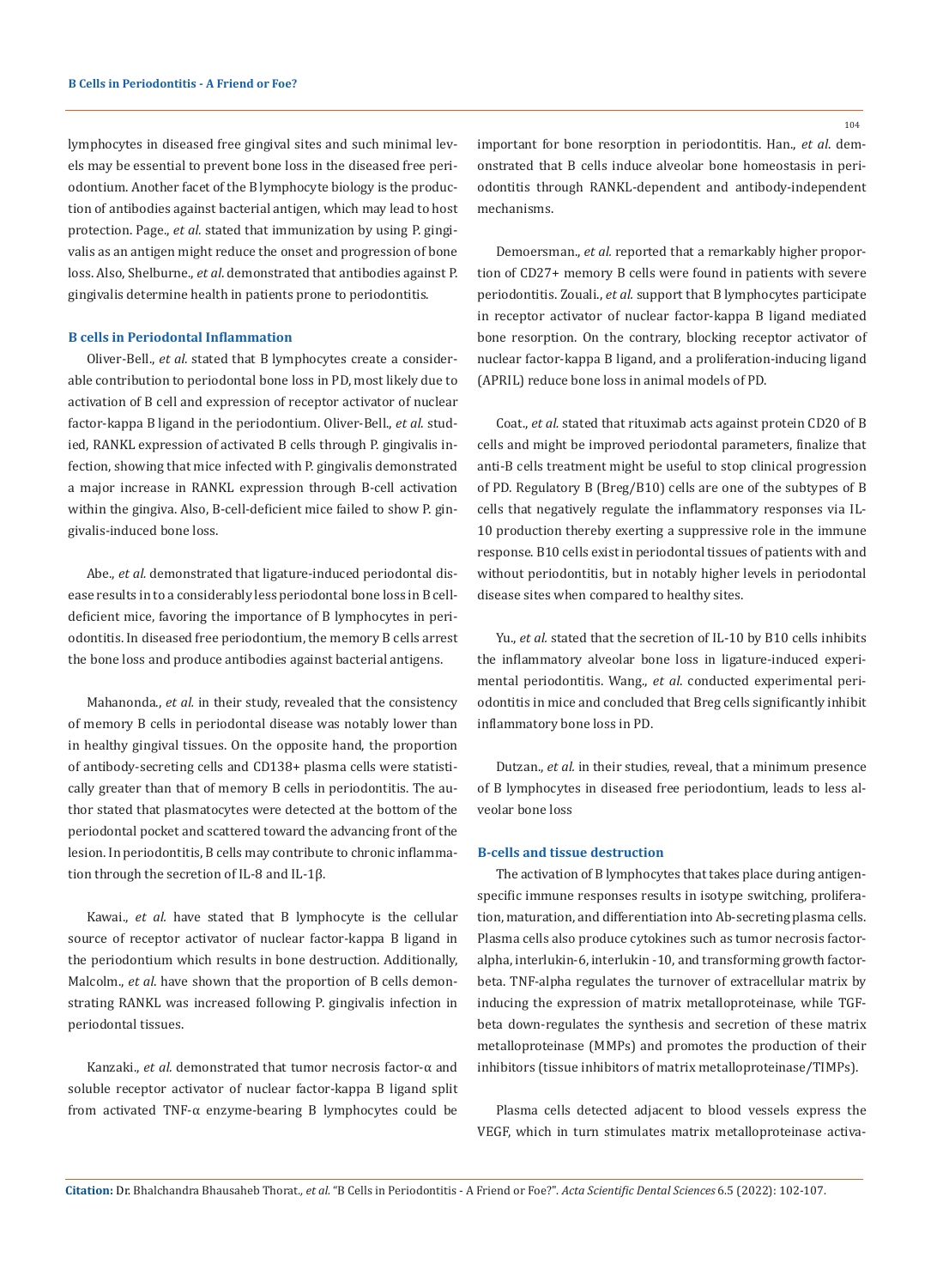lymphocytes in diseased free gingival sites and such minimal levels may be essential to prevent bone loss in the diseased free periodontium. Another facet of the B lymphocyte biology is the production of antibodies against bacterial antigen, which may lead to host protection. Page., *et al.* stated that immunization by using P. gingivalis as an antigen might reduce the onset and progression of bone loss. Also, Shelburne., *et al.* demonstrated that antibodies against P. gingivalis determine health in patients prone to periodontitis.

### B cells in Periodontal Inflammation

Oliver-Bell., *et al.* stated that B lymphocytes create a considerable contribution to periodontal bone loss in PD, most likely due to activation of B cell and expression of receptor activator of nuclear factor-kappa B ligand in the periodontium. Oliver-Bell., *et al.* studied, RANKL expression of activated B cells through P. gingivalis infection, showing that mice infected with P. gingivalis demonstrated a major increase in RANKL expression through B-cell activation within the gingiva. Also, B-cell-deficient mice failed to show P. gingivalis-induced bone loss.

Abe., *et al.* demonstrated that ligature-induced periodontal disease results in to a considerably less periodontal bone loss in B cell-deficient mice, favoring the importance of B lymphocytes in periodontitis. In diseased free periodontium, the memory B cells arrest the bone loss and produce antibodies against bacterial antigens.

Mahanonda., *et al.* in their study, revealed that the consistency of memory B cells in periodontal disease was notably lower than in healthy gingival tissues. On the opposite hand, the proportion of antibody-secreting cells and CD138+ plasma cells were statistically greater than that of memory B cells in periodontitis. The author stated that plasmatocytes were detected at the bottom of the periodontal pocket and scattered toward the advancing front of the lesion. In periodontitis, B cells may contribute to chronic inflammation through the secretion of IL-8 and IL-1β.

Kawai., *et al.* have stated that B lymphocyte is the cellular source of receptor activator of nuclear factor-kappa B ligand in the periodontium which results in bone destruction. Additionally, Malcolm., *et al.* have shown that the proportion of B cells demonstrating RANKL was increased following P. gingivalis infection in periodontal tissues.

Kanzaki., *et al.* demonstrated that tumor necrosis factor-α and soluble receptor activator of nuclear factor-kappa B ligand split from activated TNF-α enzyme-bearing B lymphocytes could be important for bone resorption in periodontitis. Han., *et al.* demonstrated that B cells induce alveolar bone homeostasis in periodontitis through RANKL-dependent and antibody-independent mechanisms.

Demoersman., *et al.* reported that a remarkably higher proportion of CD27+ memory B cells were found in patients with severe periodontitis. Zouali., *et al.* support that B lymphocytes participate in receptor activator of nuclear factor-kappa B ligand mediated bone resorption. On the contrary, blocking receptor activator of nuclear factor-kappa B ligand, and a proliferation-inducing ligand (APRIL) reduce bone loss in animal models of PD.

Coat., *et al.* stated that rituximab acts against protein CD20 of B cells and might be improved periodontal parameters, finalize that anti-B cells treatment might be useful to stop clinical progression of PD. Regulatory B (Breg/B10) cells are one of the subtypes of B cells that negatively regulate the inflammatory responses via IL-10 production thereby exerting a suppressive role in the immune response. B10 cells exist in periodontal tissues of patients with and without periodontitis, but in notably higher levels in periodontal disease sites when compared to healthy sites.

Yu., *et al.* stated that the secretion of IL-10 by B10 cells inhibits the inflammatory alveolar bone loss in ligature-induced experimental periodontitis. Wang., *et al.* conducted experimental periodontitis in mice and concluded that Breg cells significantly inhibit inflammatory bone loss in PD.

Dutzan., *et al.* in their studies, reveal, that a minimum presence of B lymphocytes in diseased free periodontium, leads to less alveolar bone loss

### B-cells and tissue destruction

The activation of B lymphocytes that takes place during antigen-specific immune responses results in isotype switching, proliferation, maturation, and differentiation into Ab-secreting plasma cells. Plasma cells also produce cytokines such as tumor necrosis factor-alpha, interlukin-6, interlukin -10, and transforming growth factor-beta. TNF-alpha regulates the turnover of extracellular matrix by inducing the expression of matrix metalloproteinase, while TGF-beta down-regulates the synthesis and secretion of these matrix metalloproteinase (MMPs) and promotes the production of their inhibitors (tissue inhibitors of matrix metalloproteinase/TIMPs).

Plasma cells detected adjacent to blood vessels express the VEGF, which in turn stimulates matrix metalloproteinase activa-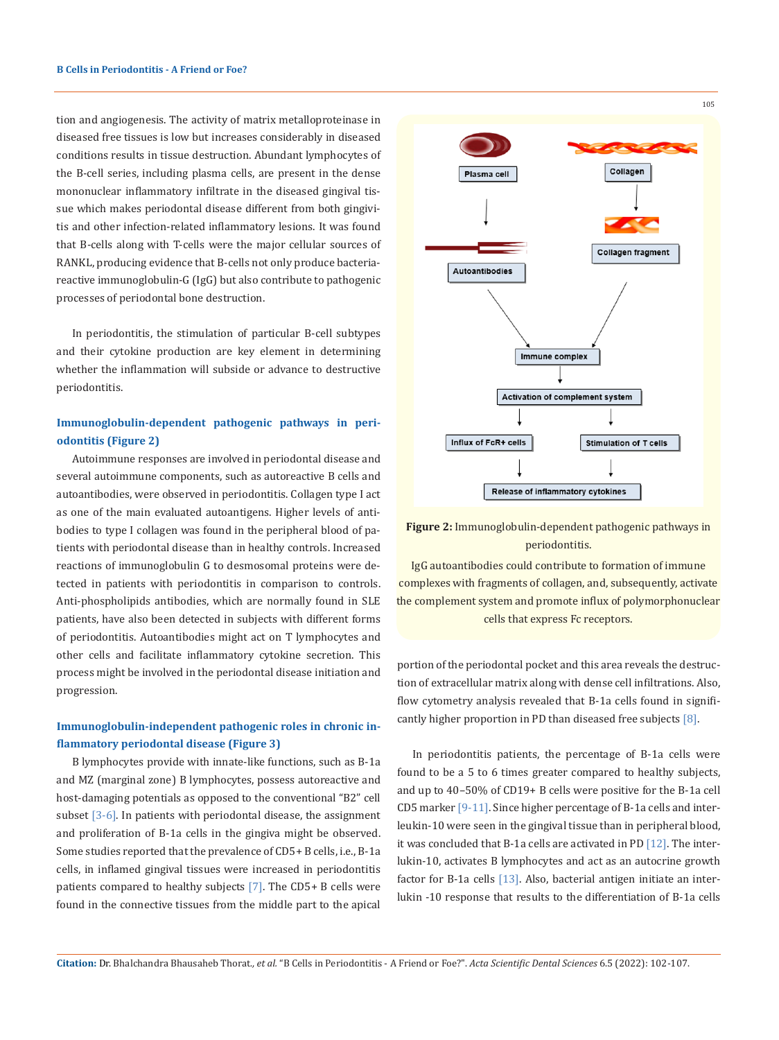tion and angiogenesis. The activity of matrix metalloproteinase in diseased free tissues is low but increases considerably in diseased conditions results in tissue destruction. Abundant lymphocytes of the B-cell series, including plasma cells, are present in the dense mononuclear inflammatory infiltrate in the diseased gingival tissue which makes periodontal disease different from both gingivitis and other infection-related inflammatory lesions. It was found that B-cells along with T-cells were the major cellular sources of RANKL, producing evidence that B-cells not only produce bacteria-reactive immunoglobulin-G (IgG) but also contribute to pathogenic processes of periodontal bone destruction.

In periodontitis, the stimulation of particular B-cell subtypes and their cytokine production are key element in determining whether the inflammation will subside or advance to destructive periodontitis.

### Immunoglobulin-dependent pathogenic pathways in periodontitis (Figure 2)

Autoimmune responses are involved in periodontal disease and several autoimmune components, such as autoreactive B cells and autoantibodies, were observed in periodontitis. Collagen type I act as one of the main evaluated autoantigens. Higher levels of antibodies to type I collagen was found in the peripheral blood of patients with periodontal disease than in healthy controls. Increased reactions of immunoglobulin G to desmosomal proteins were detected in patients with periodontitis in comparison to controls. Anti-phospholipids antibodies, which are normally found in SLE patients, have also been detected in subjects with different forms of periodontitis. Autoantibodies might act on T lymphocytes and other cells and facilitate inflammatory cytokine secretion. This process might be involved in the periodontal disease initiation and progression.

Plasma cell → Autoantibodies; Collagen → Collagen fragment; Autoantibodies + Collagen fragment → Immune complex → Activation of complement system → Influx of FcR+ cells / Stimulation of T cells → Release of inflammatory cytokines

**Figure 2:** Immunoglobulin-dependent pathogenic pathways in periodontitis.

IgG autoantibodies could contribute to formation of immune complexes with fragments of collagen, and, subsequently, activate the complement system and promote influx of polymorphonuclear cells that express Fc receptors.

### Immunoglobulin-independent pathogenic roles in chronic inflammatory periodontal disease (Figure 3)

B lymphocytes provide with innate-like functions, such as B-1a and MZ (marginal zone) B lymphocytes, possess autoreactive and host-damaging potentials as opposed to the conventional "B2" cell subset [3-6]. In patients with periodontal disease, the assignment and proliferation of B-1a cells in the gingiva might be observed. Some studies reported that the prevalence of CD5+ B cells, i.e., B-1a cells, in inflamed gingival tissues were increased in periodontitis patients compared to healthy subjects [7]. The CD5+ B cells were found in the connective tissues from the middle part to the apical portion of the periodontal pocket and this area reveals the destruction of extracellular matrix along with dense cell infiltrations. Also, flow cytometry analysis revealed that B-1a cells found in significantly higher proportion in PD than diseased free subjects [8].

In periodontitis patients, the percentage of B-1a cells were found to be a 5 to 6 times greater compared to healthy subjects, and up to 40–50% of CD19+ B cells were positive for the B-1a cell CD5 marker [9-11]. Since higher percentage of B-1a cells and interleukin-10 were seen in the gingival tissue than in peripheral blood, it was concluded that B-1a cells are activated in PD [12]. The interlukin-10, activates B lymphocytes and act as an autocrine growth factor for B-1a cells [13]. Also, bacterial antigen initiate an interlukin -10 response that results to the differentiation of B-1a cells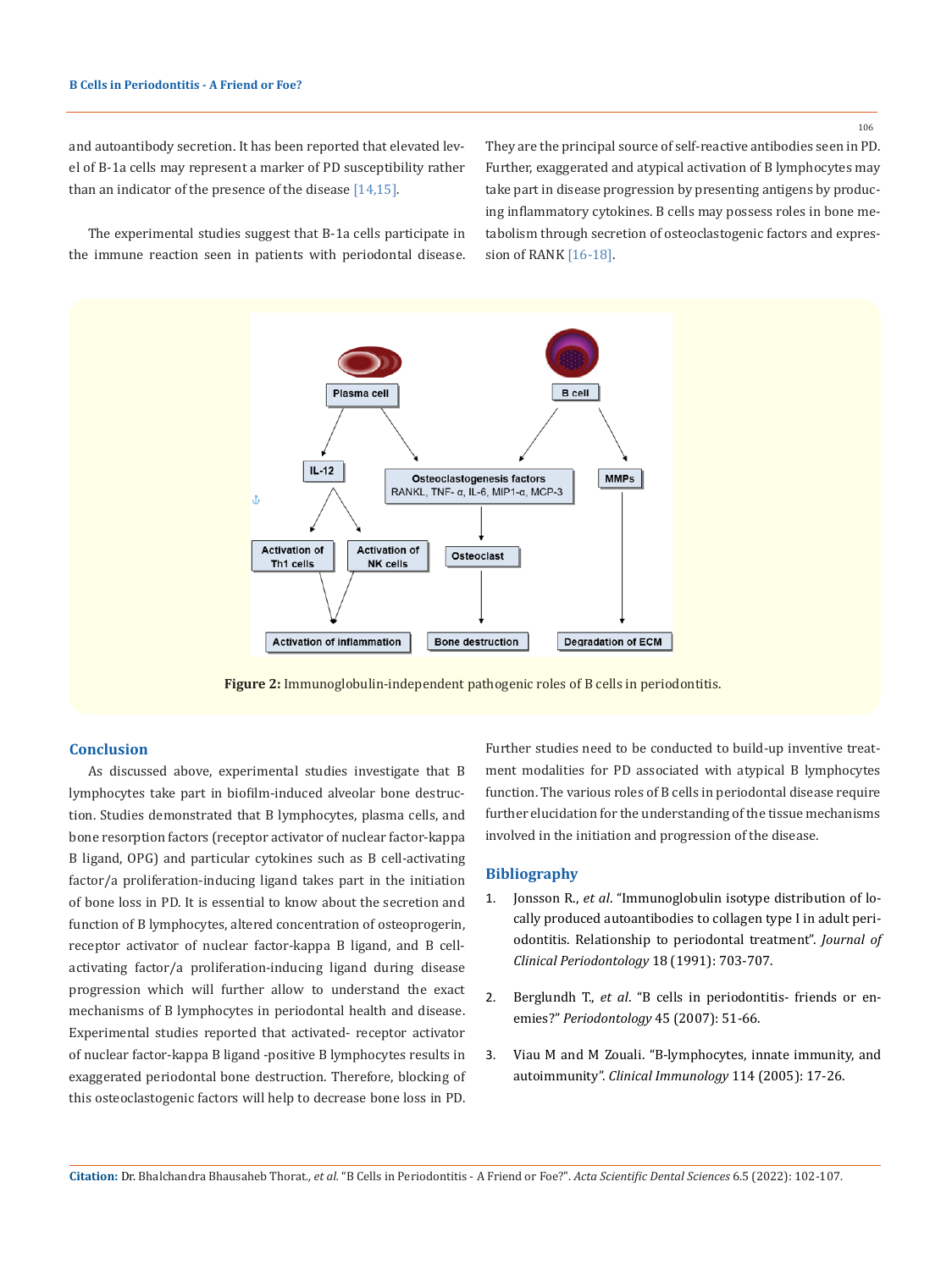and autoantibody secretion. It has been reported that elevated level of B-1a cells may represent a marker of PD susceptibility rather than an indicator of the presence of the disease [14,15].

The experimental studies suggest that B-1a cells participate in the immune reaction seen in patients with periodontal disease. They are the principal source of self-reactive antibodies seen in PD. Further, exaggerated and atypical activation of B lymphocytes may take part in disease progression by presenting antigens by producing inflammatory cytokines. B cells may possess roles in bone metabolism through secretion of osteoclastogenic factors and expression of RANK [16-18].

**Figure 2:** Immunoglobulin-independent pathogenic roles of B cells in periodontitis.

## Conclusion

As discussed above, experimental studies investigate that B lymphocytes take part in biofilm-induced alveolar bone destruction. Studies demonstrated that B lymphocytes, plasma cells, and bone resorption factors (receptor activator of nuclear factor-kappa B ligand, OPG) and particular cytokines such as B cell-activating factor/a proliferation-inducing ligand takes part in the initiation of bone loss in PD. It is essential to know about the secretion and function of B lymphocytes, altered concentration of osteoprogerin, receptor activator of nuclear factor-kappa B ligand, and B cell-activating factor/a proliferation-inducing ligand during disease progression which will further allow to understand the exact mechanisms of B lymphocytes in periodontal health and disease. Experimental studies reported that activated- receptor activator of nuclear factor-kappa B ligand -positive B lymphocytes results in exaggerated periodontal bone destruction. Therefore, blocking of this osteoclastogenic factors will help to decrease bone loss in PD. Further studies need to be conducted to build-up inventive treatment modalities for PD associated with atypical B lymphocytes function. The various roles of B cells in periodontal disease require further elucidation for the understanding of the tissue mechanisms involved in the initiation and progression of the disease.

## Bibliography

1. Jonsson R., *et al*. "Immunoglobulin isotype distribution of locally produced autoantibodies to collagen type I in adult periodontitis. Relationship to periodontal treatment". *Journal of Clinical Periodontology* 18 (1991): 703-707.

2. Berglundh T., *et al*. "B cells in periodontitis- friends or enemies?" *Periodontology* 45 (2007): 51-66.

3. Viau M and M Zouali. "B-lymphocytes, innate immunity, and autoimmunity". *Clinical Immunology* 114 (2005): 17-26.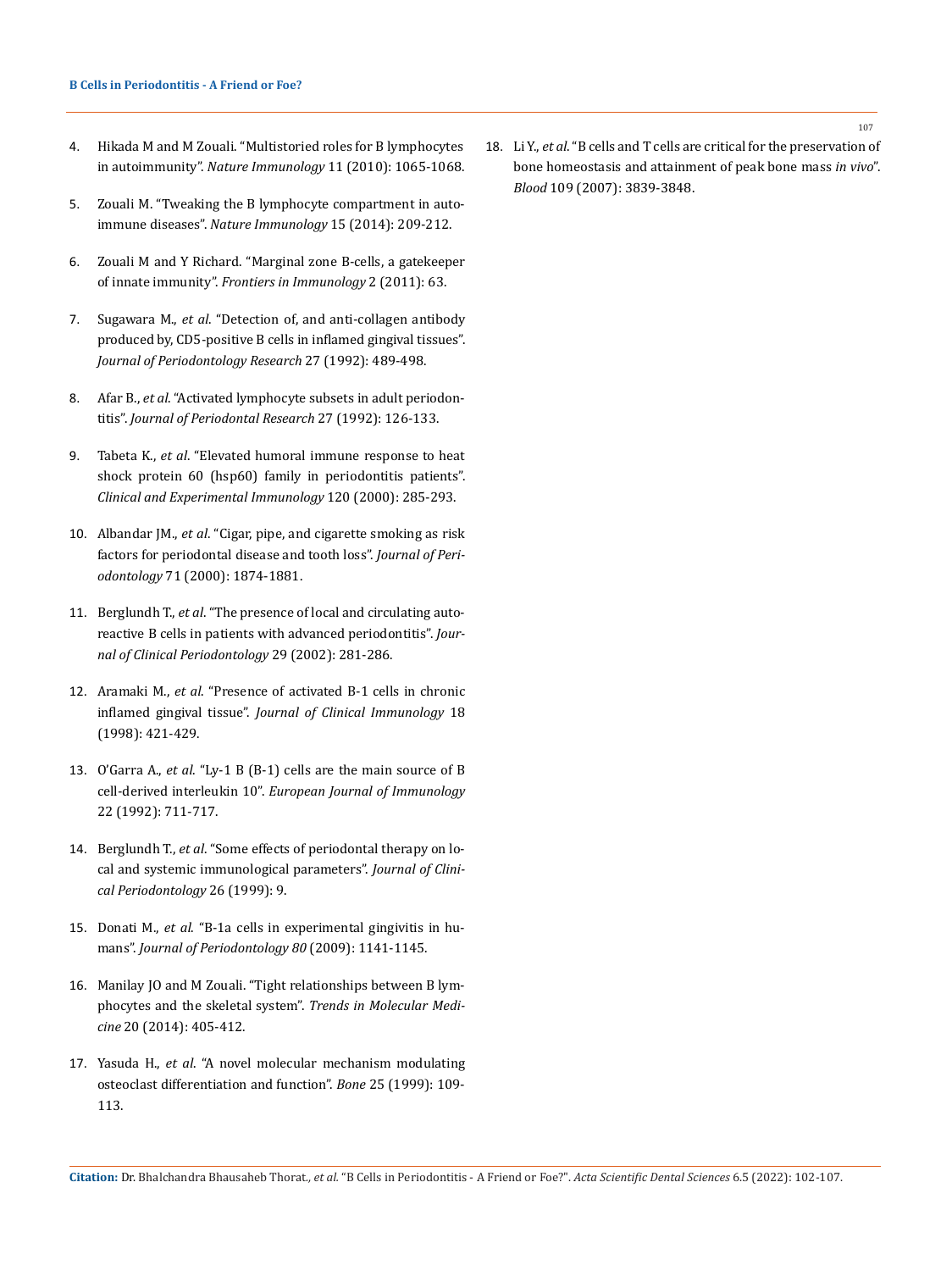4. Hikada M and M Zouali. "Multistoried roles for B lymphocytes in autoimmunity". *Nature Immunology* 11 (2010): 1065-1068.

5. Zouali M. "Tweaking the B lymphocyte compartment in autoimmune diseases". *Nature Immunology* 15 (2014): 209-212.

6. Zouali M and Y Richard. "Marginal zone B-cells, a gatekeeper of innate immunity". *Frontiers in Immunology* 2 (2011): 63.

7. Sugawara M., *et al*. "Detection of, and anti-collagen antibody produced by, CD5-positive B cells in inflamed gingival tissues". *Journal of Periodontology Research* 27 (1992): 489-498.

8. Afar B., *et al*. "Activated lymphocyte subsets in adult periodontitis". *Journal of Periodontal Research* 27 (1992): 126-133.

9. Tabeta K., *et al*. "Elevated humoral immune response to heat shock protein 60 (hsp60) family in periodontitis patients". *Clinical and Experimental Immunology* 120 (2000): 285-293.

10. Albandar JM., *et al*. "Cigar, pipe, and cigarette smoking as risk factors for periodontal disease and tooth loss". *Journal of Periodontology* 71 (2000): 1874-1881.

11. Berglundh T., *et al*. "The presence of local and circulating autoreactive B cells in patients with advanced periodontitis". *Journal of Clinical Periodontology* 29 (2002): 281-286.

12. Aramaki M., *et al*. "Presence of activated B-1 cells in chronic inflamed gingival tissue". *Journal of Clinical Immunology* 18 (1998): 421-429.

13. O'Garra A., *et al*. "Ly-1 B (B-1) cells are the main source of B cell-derived interleukin 10". *European Journal of Immunology* 22 (1992): 711-717.

14. Berglundh T., *et al*. "Some effects of periodontal therapy on local and systemic immunological parameters". *Journal of Clinical Periodontology* 26 (1999): 9.

15. Donati M., *et al*. "B-1a cells in experimental gingivitis in humans". *Journal of Periodontology 80* (2009): 1141-1145.

16. Manilay JO and M Zouali. "Tight relationships between B lymphocytes and the skeletal system". *Trends in Molecular Medicine* 20 (2014): 405-412.

17. Yasuda H., *et al*. "A novel molecular mechanism modulating osteoclast differentiation and function". *Bone* 25 (1999): 109-113.

18. Li Y., *et al*. "B cells and T cells are critical for the preservation of bone homeostasis and attainment of peak bone mass *in vivo*". *Blood* 109 (2007): 3839-3848.